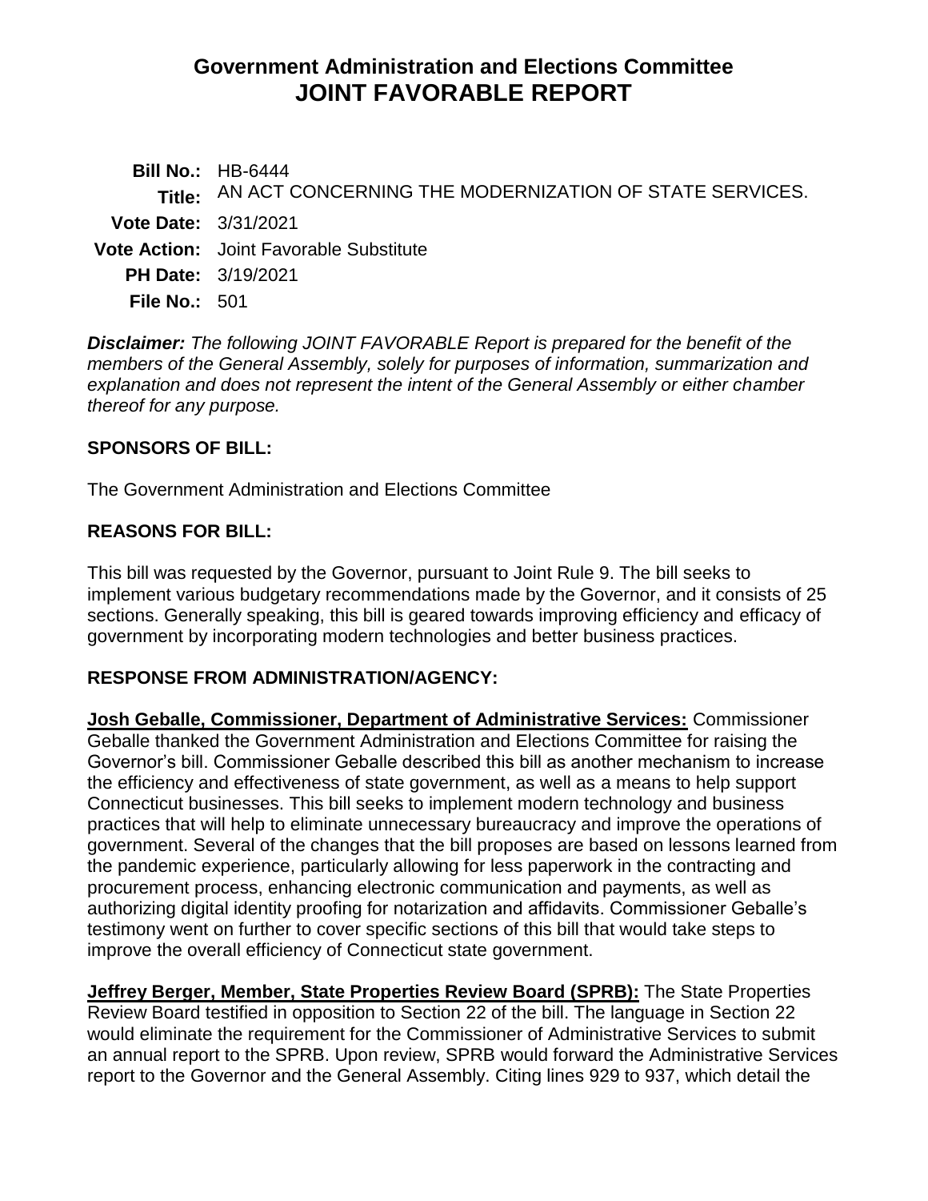# Government Administration and Elections Committee
# JOINT FAVORABLE REPORT

**Bill No.:** HB-6444
**Title:** AN ACT CONCERNING THE MODERNIZATION OF STATE SERVICES.
**Vote Date:** 3/31/2021
**Vote Action:** Joint Favorable Substitute
**PH Date:** 3/19/2021
**File No.:** 501

***Disclaimer:*** *The following JOINT FAVORABLE Report is prepared for the benefit of the members of the General Assembly, solely for purposes of information, summarization and explanation and does not represent the intent of the General Assembly or either chamber thereof for any purpose.*

## SPONSORS OF BILL:

The Government Administration and Elections Committee

## REASONS FOR BILL:

This bill was requested by the Governor, pursuant to Joint Rule 9. The bill seeks to implement various budgetary recommendations made by the Governor, and it consists of 25 sections. Generally speaking, this bill is geared towards improving efficiency and efficacy of government by incorporating modern technologies and better business practices.

## RESPONSE FROM ADMINISTRATION/AGENCY:

**Josh Geballe, Commissioner, Department of Administrative Services:** Commissioner Geballe thanked the Government Administration and Elections Committee for raising the Governor's bill. Commissioner Geballe described this bill as another mechanism to increase the efficiency and effectiveness of state government, as well as a means to help support Connecticut businesses. This bill seeks to implement modern technology and business practices that will help to eliminate unnecessary bureaucracy and improve the operations of government. Several of the changes that the bill proposes are based on lessons learned from the pandemic experience, particularly allowing for less paperwork in the contracting and procurement process, enhancing electronic communication and payments, as well as authorizing digital identity proofing for notarization and affidavits. Commissioner Geballe's testimony went on further to cover specific sections of this bill that would take steps to improve the overall efficiency of Connecticut state government.

**Jeffrey Berger, Member, State Properties Review Board (SPRB):** The State Properties Review Board testified in opposition to Section 22 of the bill. The language in Section 22 would eliminate the requirement for the Commissioner of Administrative Services to submit an annual report to the SPRB. Upon review, SPRB would forward the Administrative Services report to the Governor and the General Assembly. Citing lines 929 to 937, which detail the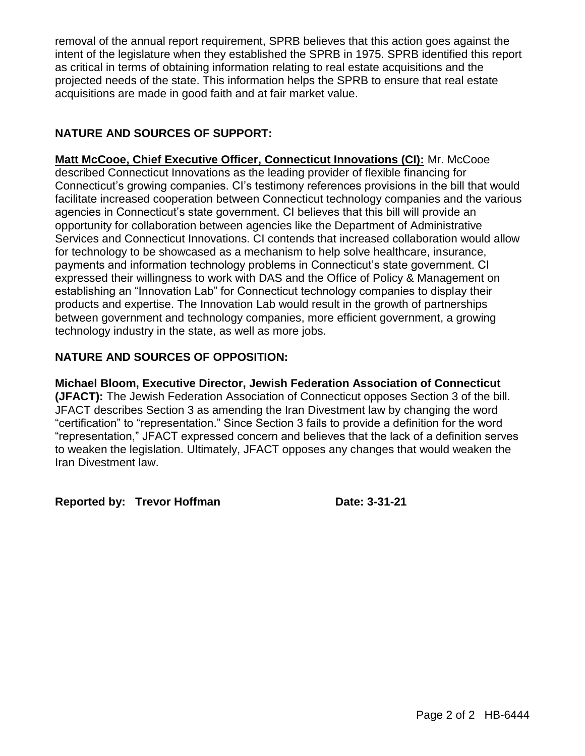removal of the annual report requirement, SPRB believes that this action goes against the intent of the legislature when they established the SPRB in 1975. SPRB identified this report as critical in terms of obtaining information relating to real estate acquisitions and the projected needs of the state. This information helps the SPRB to ensure that real estate acquisitions are made in good faith and at fair market value.

## NATURE AND SOURCES OF SUPPORT:

**Matt McCooe, Chief Executive Officer, Connecticut Innovations (CI):** Mr. McCooe described Connecticut Innovations as the leading provider of flexible financing for Connecticut's growing companies. CI's testimony references provisions in the bill that would facilitate increased cooperation between Connecticut technology companies and the various agencies in Connecticut's state government. CI believes that this bill will provide an opportunity for collaboration between agencies like the Department of Administrative Services and Connecticut Innovations. CI contends that increased collaboration would allow for technology to be showcased as a mechanism to help solve healthcare, insurance, payments and information technology problems in Connecticut's state government. CI expressed their willingness to work with DAS and the Office of Policy & Management on establishing an "Innovation Lab" for Connecticut technology companies to display their products and expertise. The Innovation Lab would result in the growth of partnerships between government and technology companies, more efficient government, a growing technology industry in the state, as well as more jobs.

## NATURE AND SOURCES OF OPPOSITION:

**Michael Bloom, Executive Director, Jewish Federation Association of Connecticut (JFACT):** The Jewish Federation Association of Connecticut opposes Section 3 of the bill. JFACT describes Section 3 as amending the Iran Divestment law by changing the word "certification" to "representation." Since Section 3 fails to provide a definition for the word "representation," JFACT expressed concern and believes that the lack of a definition serves to weaken the legislation. Ultimately, JFACT opposes any changes that would weaken the Iran Divestment law.

**Reported by: Trevor Hoffman** **Date: 3-31-21**